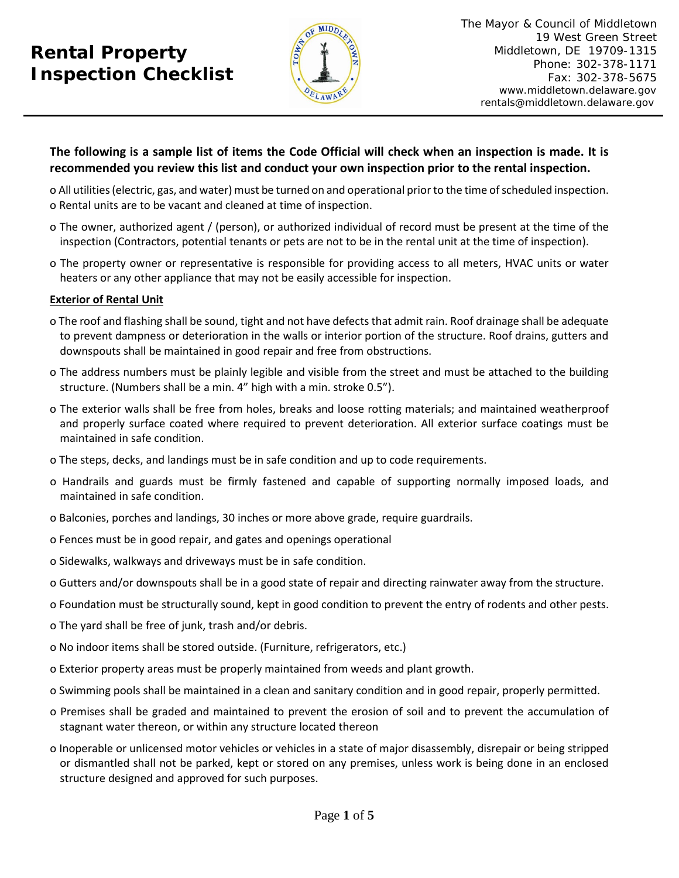# Rental Property Inspection Checklist

The Mayor & Council of Middletown
19 West Green Street
Middletown, DE 19709-1315
Phone: 302-378-1171
Fax: 302-378-5675
www.middletown.delaware.gov
rentals@middletown.delaware.gov

**The following is a sample list of items the Code Official will check when an inspection is made. It is recommended you review this list and conduct your own inspection prior to the rental inspection.**

- All utilities (electric, gas, and water) must be turned on and operational prior to the time of scheduled inspection.
- Rental units are to be vacant and cleaned at time of inspection.
- The owner, authorized agent / (person), or authorized individual of record must be present at the time of the inspection (Contractors, potential tenants or pets are not to be in the rental unit at the time of inspection).
- The property owner or representative is responsible for providing access to all meters, HVAC units or water heaters or any other appliance that may not be easily accessible for inspection.

## Exterior of Rental Unit

- The roof and flashing shall be sound, tight and not have defects that admit rain. Roof drainage shall be adequate to prevent dampness or deterioration in the walls or interior portion of the structure. Roof drains, gutters and downspouts shall be maintained in good repair and free from obstructions.
- The address numbers must be plainly legible and visible from the street and must be attached to the building structure. (Numbers shall be a min. 4" high with a min. stroke 0.5").
- The exterior walls shall be free from holes, breaks and loose rotting materials; and maintained weatherproof and properly surface coated where required to prevent deterioration. All exterior surface coatings must be maintained in safe condition.
- The steps, decks, and landings must be in safe condition and up to code requirements.
- Handrails and guards must be firmly fastened and capable of supporting normally imposed loads, and maintained in safe condition.
- Balconies, porches and landings, 30 inches or more above grade, require guardrails.
- Fences must be in good repair, and gates and openings operational
- Sidewalks, walkways and driveways must be in safe condition.
- Gutters and/or downspouts shall be in a good state of repair and directing rainwater away from the structure.
- Foundation must be structurally sound, kept in good condition to prevent the entry of rodents and other pests.
- The yard shall be free of junk, trash and/or debris.
- No indoor items shall be stored outside. (Furniture, refrigerators, etc.)
- Exterior property areas must be properly maintained from weeds and plant growth.
- Swimming pools shall be maintained in a clean and sanitary condition and in good repair, properly permitted.
- Premises shall be graded and maintained to prevent the erosion of soil and to prevent the accumulation of stagnant water thereon, or within any structure located thereon
- Inoperable or unlicensed motor vehicles or vehicles in a state of major disassembly, disrepair or being stripped or dismantled shall not be parked, kept or stored on any premises, unless work is being done in an enclosed structure designed and approved for such purposes.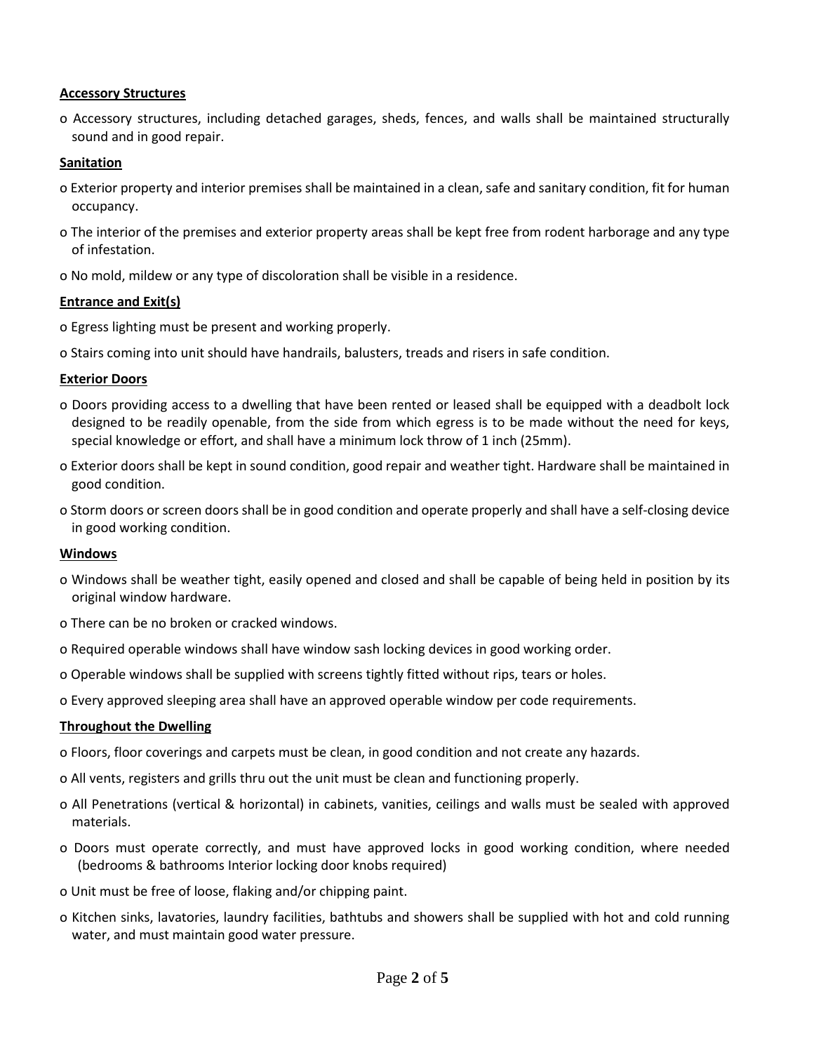**Accessory Structures**

- Accessory structures, including detached garages, sheds, fences, and walls shall be maintained structurally sound and in good repair.

**Sanitation**

- Exterior property and interior premises shall be maintained in a clean, safe and sanitary condition, fit for human occupancy.
- The interior of the premises and exterior property areas shall be kept free from rodent harborage and any type of infestation.
- No mold, mildew or any type of discoloration shall be visible in a residence.

**Entrance and Exit(s)**

- Egress lighting must be present and working properly.
- Stairs coming into unit should have handrails, balusters, treads and risers in safe condition.

**Exterior Doors**

- Doors providing access to a dwelling that have been rented or leased shall be equipped with a deadbolt lock designed to be readily openable, from the side from which egress is to be made without the need for keys, special knowledge or effort, and shall have a minimum lock throw of 1 inch (25mm).
- Exterior doors shall be kept in sound condition, good repair and weather tight. Hardware shall be maintained in good condition.
- Storm doors or screen doors shall be in good condition and operate properly and shall have a self-closing device in good working condition.

**Windows**

- Windows shall be weather tight, easily opened and closed and shall be capable of being held in position by its original window hardware.
- There can be no broken or cracked windows.
- Required operable windows shall have window sash locking devices in good working order.
- Operable windows shall be supplied with screens tightly fitted without rips, tears or holes.
- Every approved sleeping area shall have an approved operable window per code requirements.

**Throughout the Dwelling**

- Floors, floor coverings and carpets must be clean, in good condition and not create any hazards.
- All vents, registers and grills thru out the unit must be clean and functioning properly.
- All Penetrations (vertical & horizontal) in cabinets, vanities, ceilings and walls must be sealed with approved materials.
- Doors must operate correctly, and must have approved locks in good working condition, where needed (bedrooms & bathrooms Interior locking door knobs required)
- Unit must be free of loose, flaking and/or chipping paint.
- Kitchen sinks, lavatories, laundry facilities, bathtubs and showers shall be supplied with hot and cold running water, and must maintain good water pressure.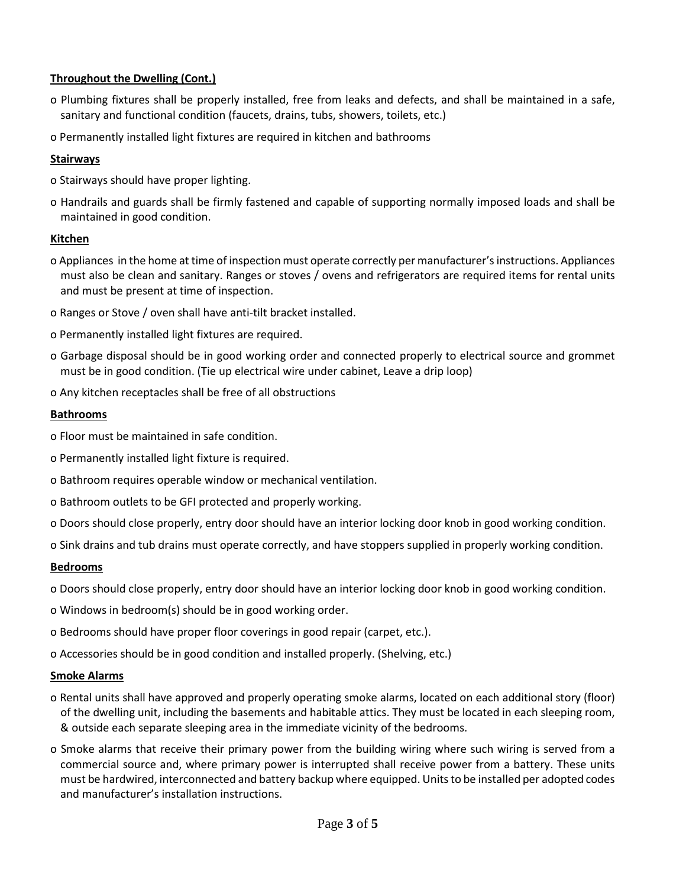**Throughout the Dwelling (Cont.)**

- Plumbing fixtures shall be properly installed, free from leaks and defects, and shall be maintained in a safe, sanitary and functional condition (faucets, drains, tubs, showers, toilets, etc.)
- Permanently installed light fixtures are required in kitchen and bathrooms

**Stairways**

- Stairways should have proper lighting.
- Handrails and guards shall be firmly fastened and capable of supporting normally imposed loads and shall be maintained in good condition.

**Kitchen**

- Appliances in the home at time of inspection must operate correctly per manufacturer's instructions. Appliances must also be clean and sanitary. Ranges or stoves / ovens and refrigerators are required items for rental units and must be present at time of inspection.
- Ranges or Stove / oven shall have anti-tilt bracket installed.
- Permanently installed light fixtures are required.
- Garbage disposal should be in good working order and connected properly to electrical source and grommet must be in good condition. (Tie up electrical wire under cabinet, Leave a drip loop)
- Any kitchen receptacles shall be free of all obstructions

**Bathrooms**

- Floor must be maintained in safe condition.
- Permanently installed light fixture is required.
- Bathroom requires operable window or mechanical ventilation.
- Bathroom outlets to be GFI protected and properly working.
- Doors should close properly, entry door should have an interior locking door knob in good working condition.
- Sink drains and tub drains must operate correctly, and have stoppers supplied in properly working condition.

**Bedrooms**

- Doors should close properly, entry door should have an interior locking door knob in good working condition.
- Windows in bedroom(s) should be in good working order.
- Bedrooms should have proper floor coverings in good repair (carpet, etc.).
- Accessories should be in good condition and installed properly. (Shelving, etc.)

**Smoke Alarms**

- Rental units shall have approved and properly operating smoke alarms, located on each additional story (floor) of the dwelling unit, including the basements and habitable attics. They must be located in each sleeping room, & outside each separate sleeping area in the immediate vicinity of the bedrooms.
- Smoke alarms that receive their primary power from the building wiring where such wiring is served from a commercial source and, where primary power is interrupted shall receive power from a battery. These units must be hardwired, interconnected and battery backup where equipped. Units to be installed per adopted codes and manufacturer's installation instructions.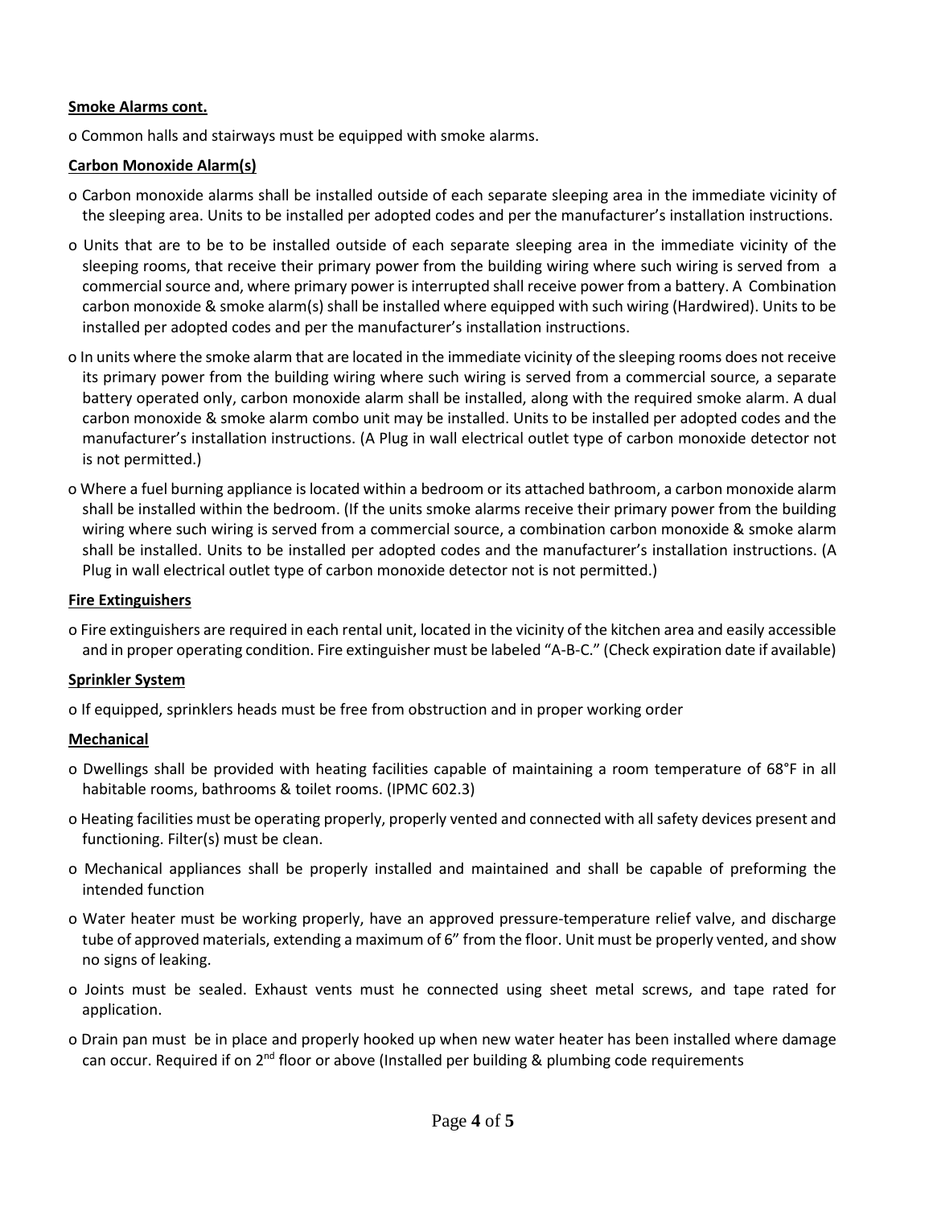**Smoke Alarms cont.**

o Common halls and stairways must be equipped with smoke alarms.

**Carbon Monoxide Alarm(s)**

o Carbon monoxide alarms shall be installed outside of each separate sleeping area in the immediate vicinity of the sleeping area. Units to be installed per adopted codes and per the manufacturer's installation instructions.

o Units that are to be to be installed outside of each separate sleeping area in the immediate vicinity of the sleeping rooms, that receive their primary power from the building wiring where such wiring is served from a commercial source and, where primary power is interrupted shall receive power from a battery. A Combination carbon monoxide & smoke alarm(s) shall be installed where equipped with such wiring (Hardwired). Units to be installed per adopted codes and per the manufacturer's installation instructions.

o In units where the smoke alarm that are located in the immediate vicinity of the sleeping rooms does not receive its primary power from the building wiring where such wiring is served from a commercial source, a separate battery operated only, carbon monoxide alarm shall be installed, along with the required smoke alarm. A dual carbon monoxide & smoke alarm combo unit may be installed. Units to be installed per adopted codes and the manufacturer's installation instructions. (A Plug in wall electrical outlet type of carbon monoxide detector not is not permitted.)

o Where a fuel burning appliance is located within a bedroom or its attached bathroom, a carbon monoxide alarm shall be installed within the bedroom. (If the units smoke alarms receive their primary power from the building wiring where such wiring is served from a commercial source, a combination carbon monoxide & smoke alarm shall be installed. Units to be installed per adopted codes and the manufacturer's installation instructions. (A Plug in wall electrical outlet type of carbon monoxide detector not is not permitted.)

**Fire Extinguishers**

o Fire extinguishers are required in each rental unit, located in the vicinity of the kitchen area and easily accessible and in proper operating condition. Fire extinguisher must be labeled "A-B-C." (Check expiration date if available)

**Sprinkler System**

o If equipped, sprinklers heads must be free from obstruction and in proper working order

**Mechanical**

o Dwellings shall be provided with heating facilities capable of maintaining a room temperature of 68°F in all habitable rooms, bathrooms & toilet rooms. (IPMC 602.3)

o Heating facilities must be operating properly, properly vented and connected with all safety devices present and functioning. Filter(s) must be clean.

o Mechanical appliances shall be properly installed and maintained and shall be capable of preforming the intended function

o Water heater must be working properly, have an approved pressure-temperature relief valve, and discharge tube of approved materials, extending a maximum of 6" from the floor. Unit must be properly vented, and show no signs of leaking.

o Joints must be sealed. Exhaust vents must he connected using sheet metal screws, and tape rated for application.

o Drain pan must be in place and properly hooked up when new water heater has been installed where damage can occur. Required if on 2nd floor or above (Installed per building & plumbing code requirements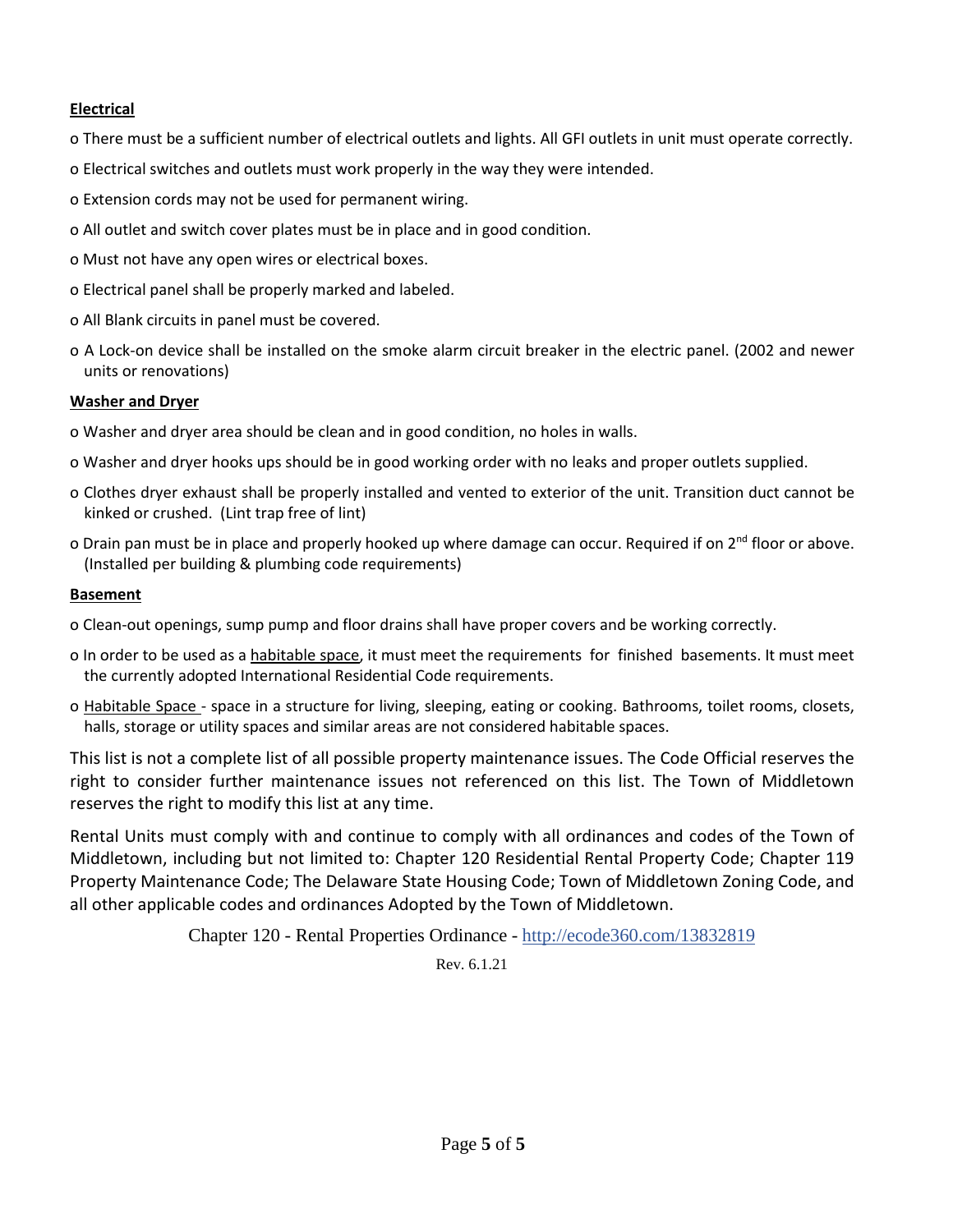**Electrical**

o There must be a sufficient number of electrical outlets and lights. All GFI outlets in unit must operate correctly.

o Electrical switches and outlets must work properly in the way they were intended.

o Extension cords may not be used for permanent wiring.

o All outlet and switch cover plates must be in place and in good condition.

o Must not have any open wires or electrical boxes.

o Electrical panel shall be properly marked and labeled.

o All Blank circuits in panel must be covered.

o A Lock-on device shall be installed on the smoke alarm circuit breaker in the electric panel. (2002 and newer units or renovations)

**Washer and Dryer**

o Washer and dryer area should be clean and in good condition, no holes in walls.

o Washer and dryer hooks ups should be in good working order with no leaks and proper outlets supplied.

o Clothes dryer exhaust shall be properly installed and vented to exterior of the unit. Transition duct cannot be kinked or crushed. (Lint trap free of lint)

o Drain pan must be in place and properly hooked up where damage can occur. Required if on 2nd floor or above. (Installed per building & plumbing code requirements)

**Basement**

o Clean-out openings, sump pump and floor drains shall have proper covers and be working correctly.

o In order to be used as a habitable space, it must meet the requirements for finished basements. It must meet the currently adopted International Residential Code requirements.

o Habitable Space - space in a structure for living, sleeping, eating or cooking. Bathrooms, toilet rooms, closets, halls, storage or utility spaces and similar areas are not considered habitable spaces.

This list is not a complete list of all possible property maintenance issues. The Code Official reserves the right to consider further maintenance issues not referenced on this list. The Town of Middletown reserves the right to modify this list at any time.

Rental Units must comply with and continue to comply with all ordinances and codes of the Town of Middletown, including but not limited to: Chapter 120 Residential Rental Property Code; Chapter 119 Property Maintenance Code; The Delaware State Housing Code; Town of Middletown Zoning Code, and all other applicable codes and ordinances Adopted by the Town of Middletown.

Chapter 120 - Rental Properties Ordinance - http://ecode360.com/13832819

Rev. 6.1.21